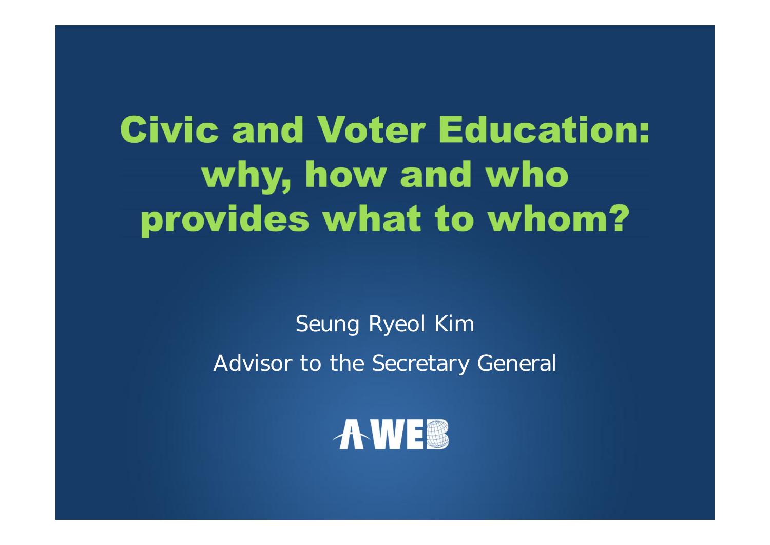# Civic and Voter Education: why, how and who provides what to whom?

Seung Ryeol Kim

Advisor to the Secretary General

AWEB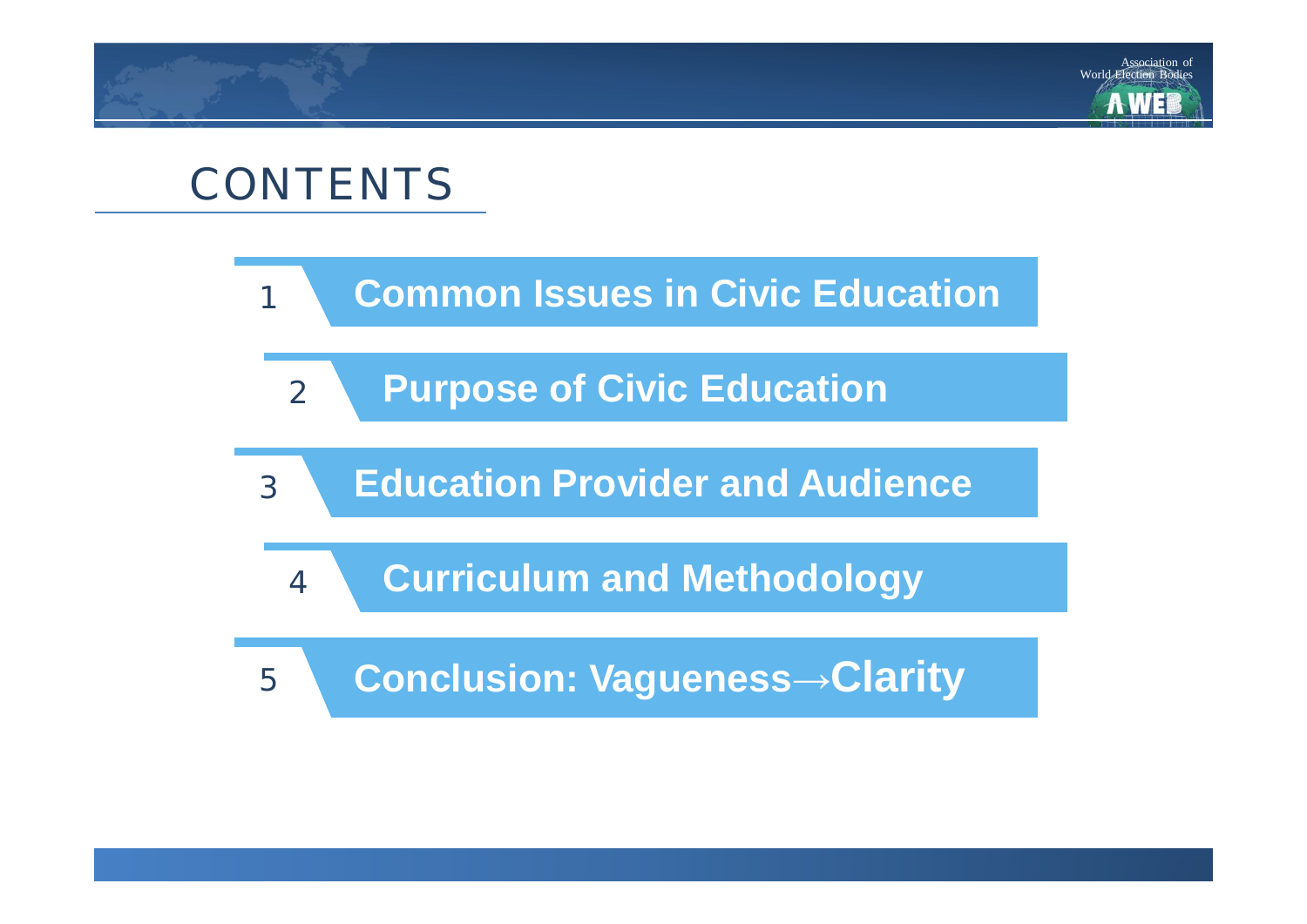# CONTENTS

1. Common Issues in Civic Education
2. Purpose of Civic Education
3. Education Provider and Audience
4. Curriculum and Methodology
5. Conclusion: Vagueness→Clarity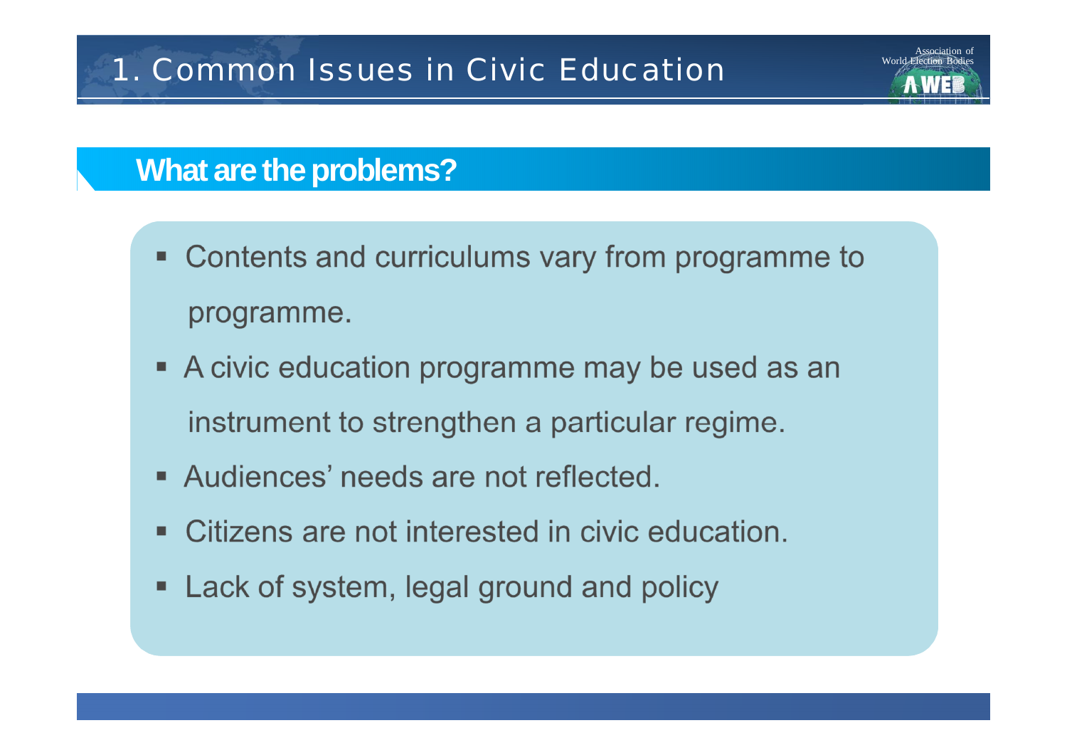# 1. Common Issues in Civic Education

## What are the problems?

- Contents and curriculums vary from programme to programme.
- A civic education programme may be used as an instrument to strengthen a particular regime.
- Audiences' needs are not reflected.
- Citizens are not interested in civic education.
- Lack of system, legal ground and policy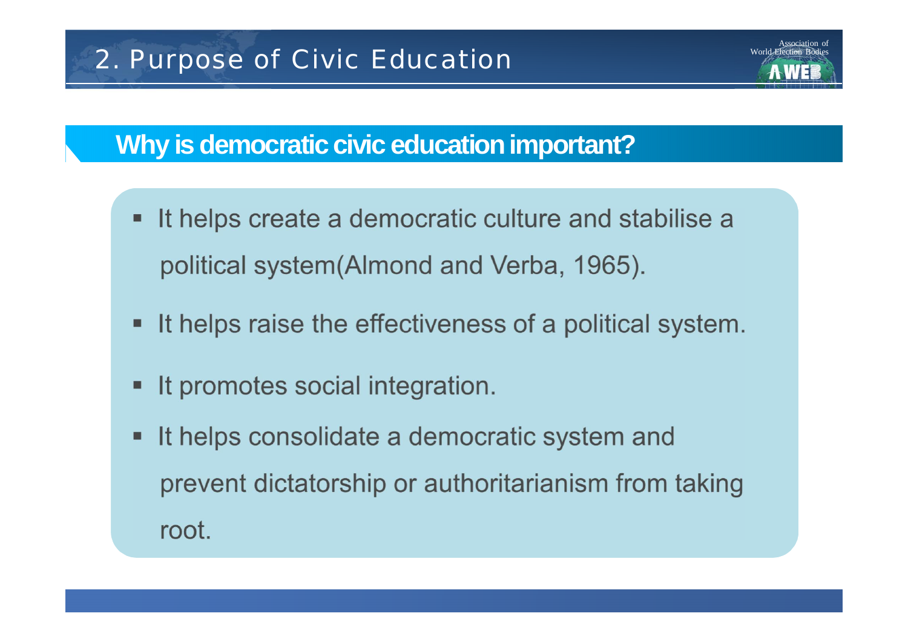## 2. Purpose of Civic Education

### Why is democratic civic education important?

- It helps create a democratic culture and stabilise a political system(Almond and Verba, 1965).
- It helps raise the effectiveness of a political system.
- It promotes social integration.
- It helps consolidate a democratic system and prevent dictatorship or authoritarianism from taking root.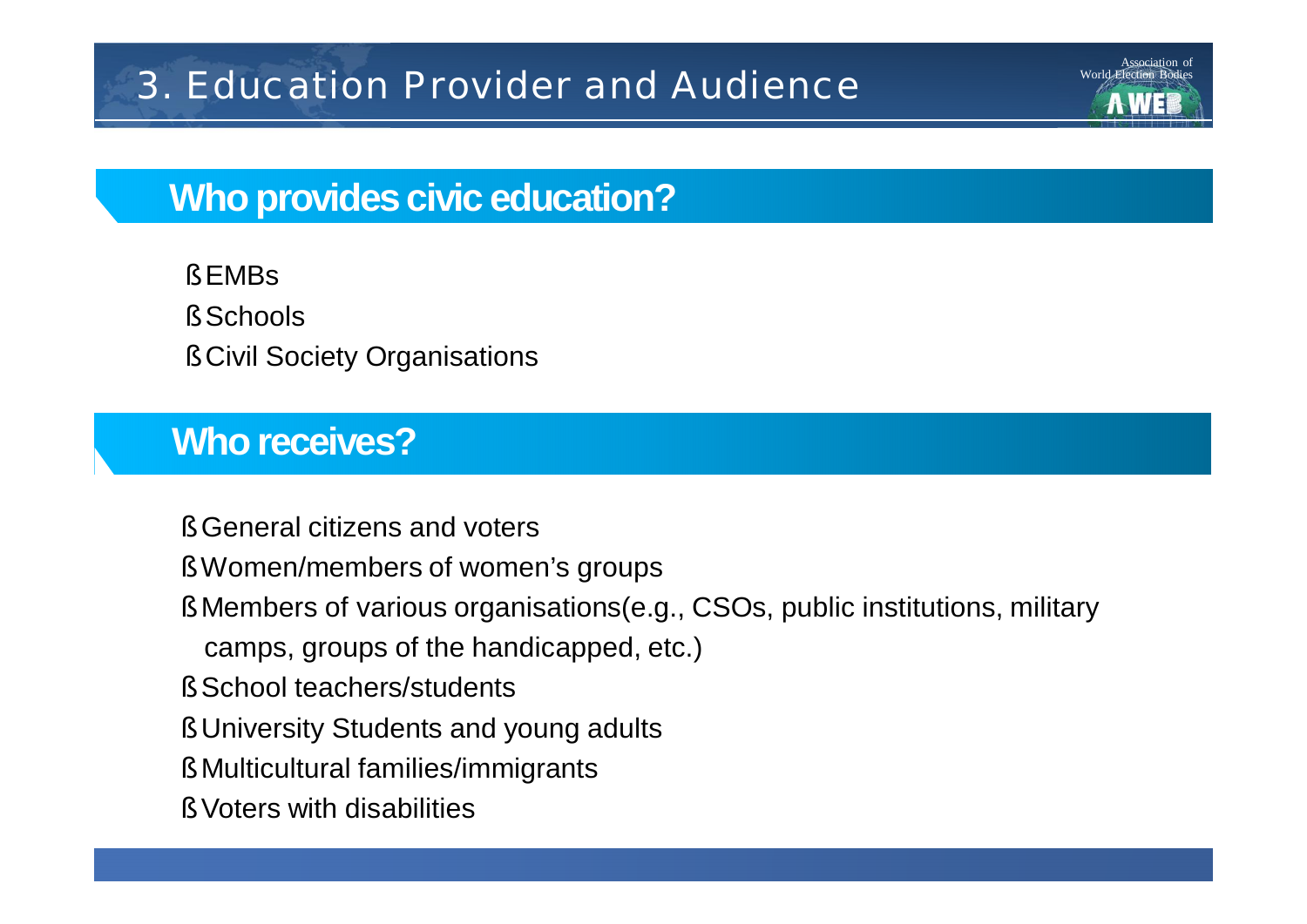# 3. Education Provider and Audience

## Who provides civic education?

- EMBs
- Schools
- Civil Society Organisations

## Who receives?

- General citizens and voters
- Women/members of women's groups
- Members of various organisations(e.g., CSOs, public institutions, military camps, groups of the handicapped, etc.)
- School teachers/students
- University Students and young adults
- Multicultural families/immigrants
- Voters with disabilities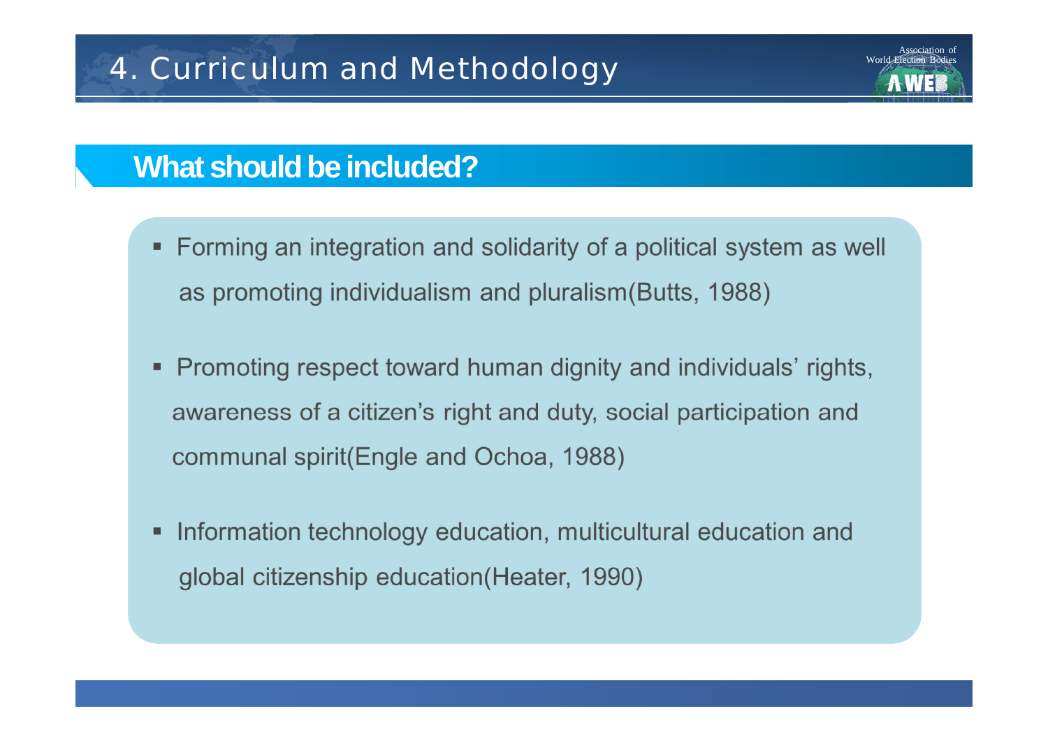# 4. Curriculum and Methodology

## What should be included?

- Forming an integration and solidarity of a political system as well as promoting individualism and pluralism(Butts, 1988)
- Promoting respect toward human dignity and individuals' rights, awareness of a citizen's right and duty, social participation and communal spirit(Engle and Ochoa, 1988)
- Information technology education, multicultural education and global citizenship education(Heater, 1990)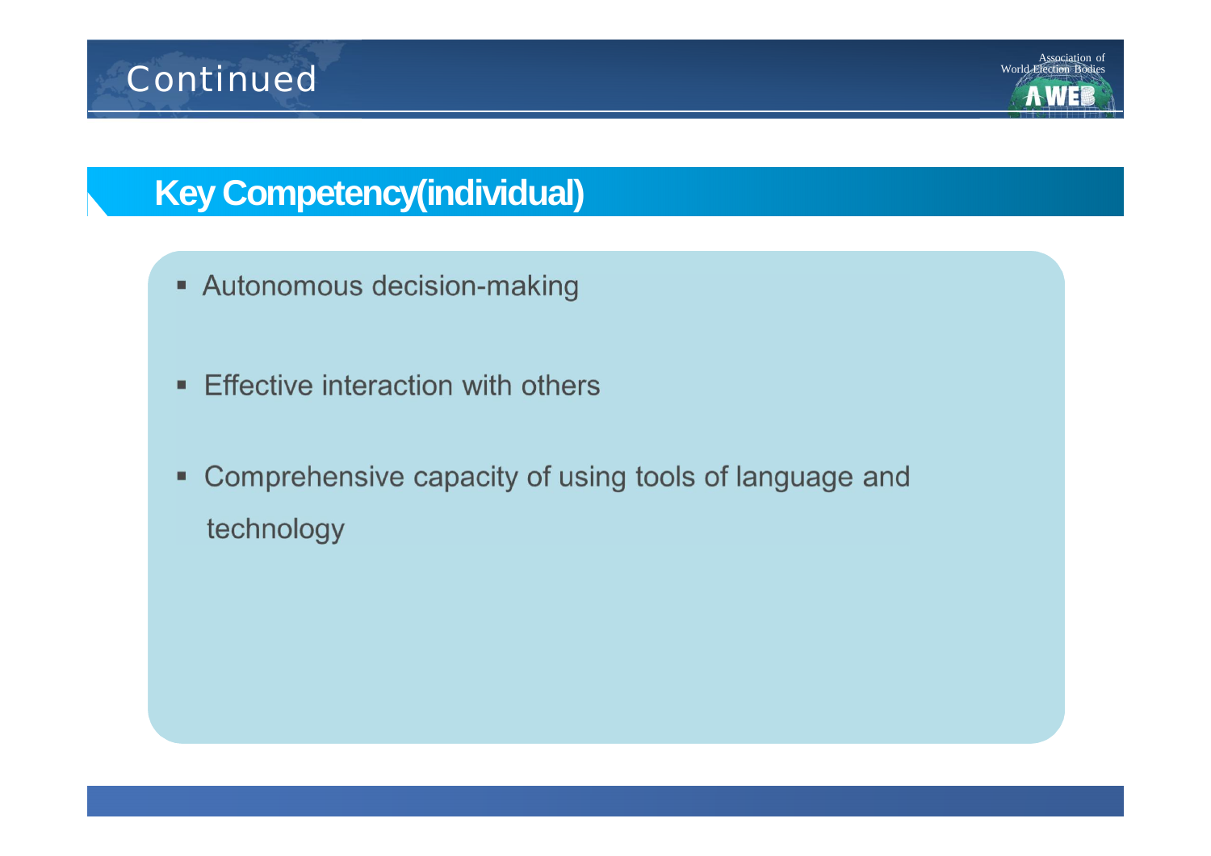# Continued

## Key Competency(individual)

- Autonomous decision-making
- Effective interaction with others
- Comprehensive capacity of using tools of language and technology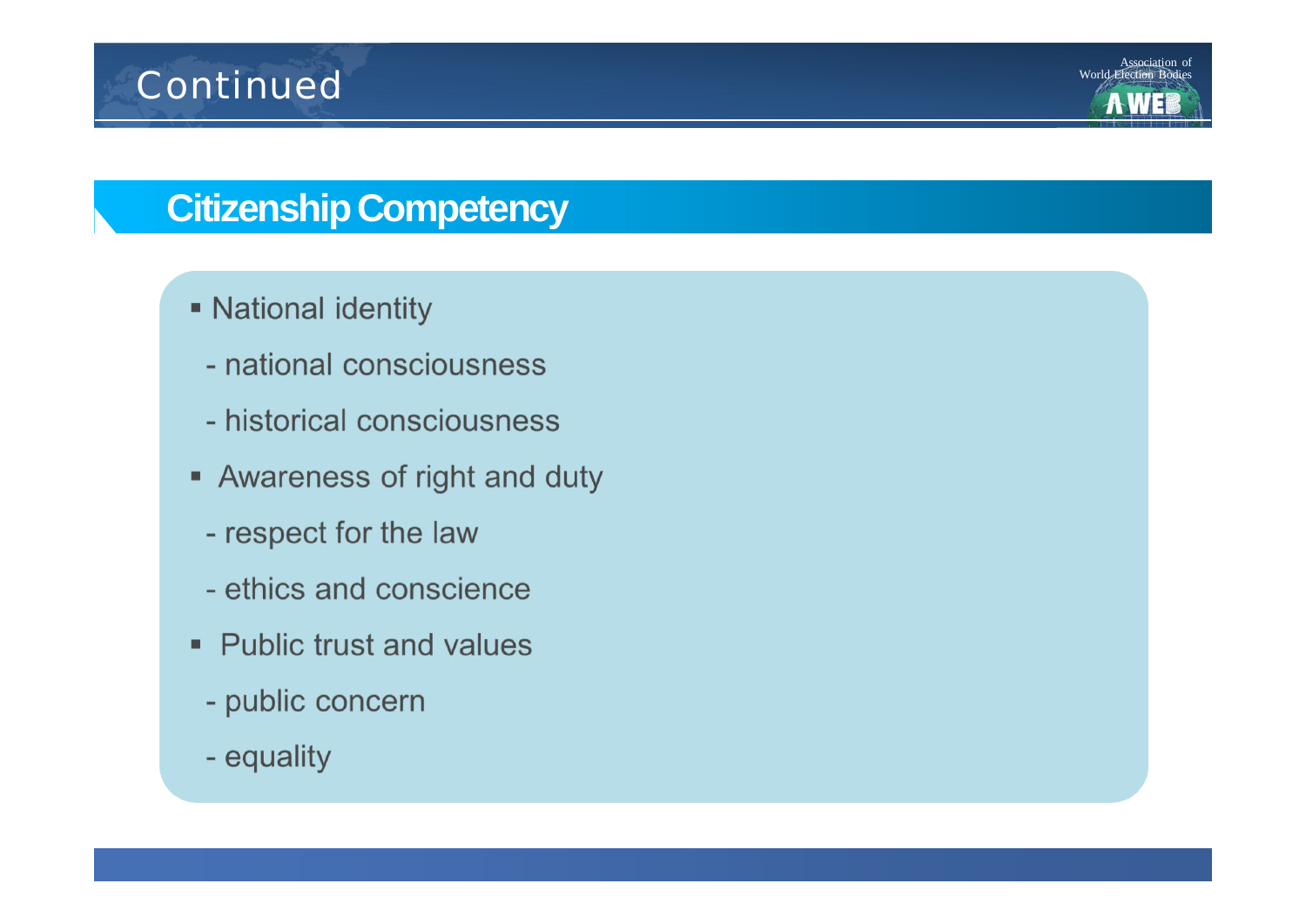# Continued

## Citizenship Competency

- National identity
  - national consciousness
  - historical consciousness
- Awareness of right and duty
  - respect for the law
  - ethics and conscience
- Public trust and values
  - public concern
  - equality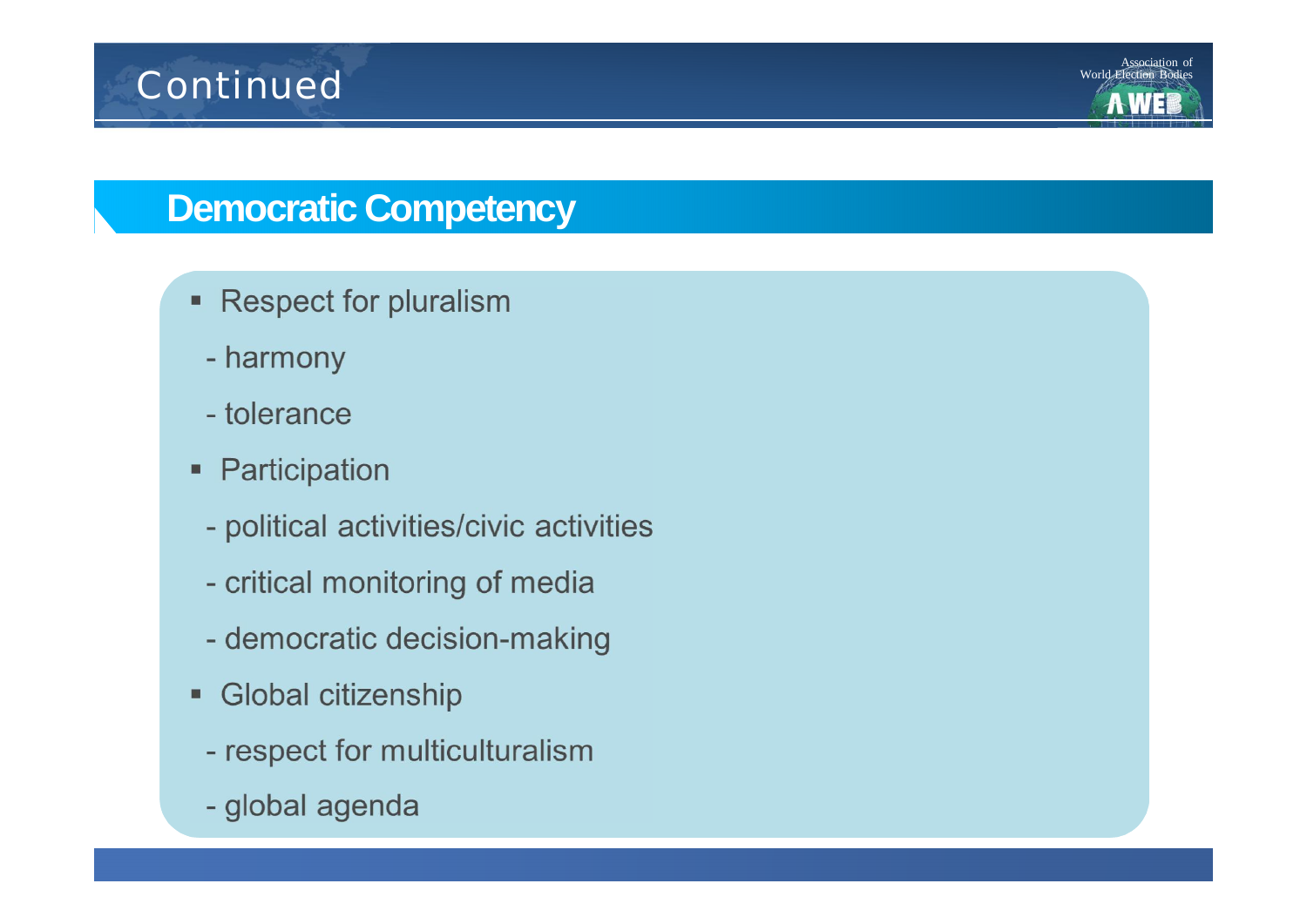# Continued

## Democratic Competency

- Respect for pluralism
  - harmony
  - tolerance
- Participation
  - political activities/civic activities
  - critical monitoring of media
  - democratic decision-making
- Global citizenship
  - respect for multiculturalism
  - global agenda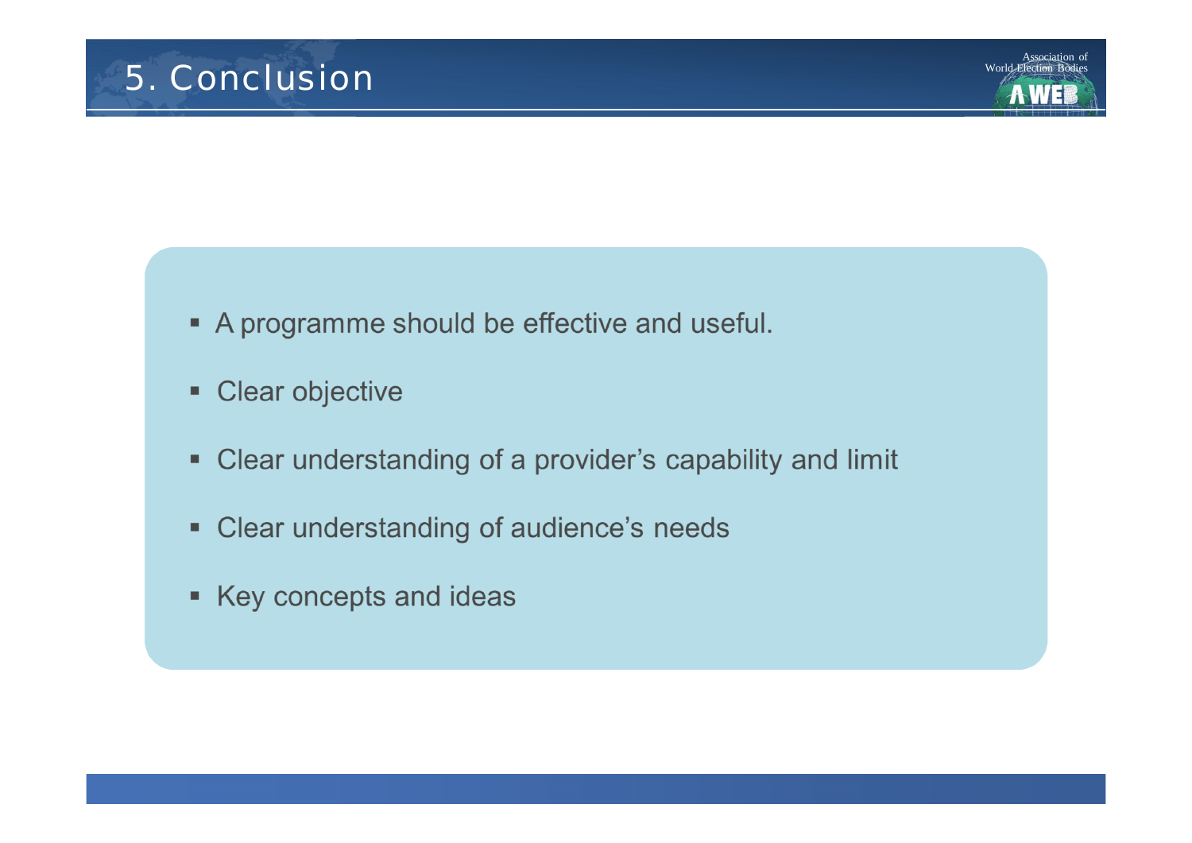# 5. Conclusion

- A programme should be effective and useful.
- Clear objective
- Clear understanding of a provider's capability and limit
- Clear understanding of audience's needs
- Key concepts and ideas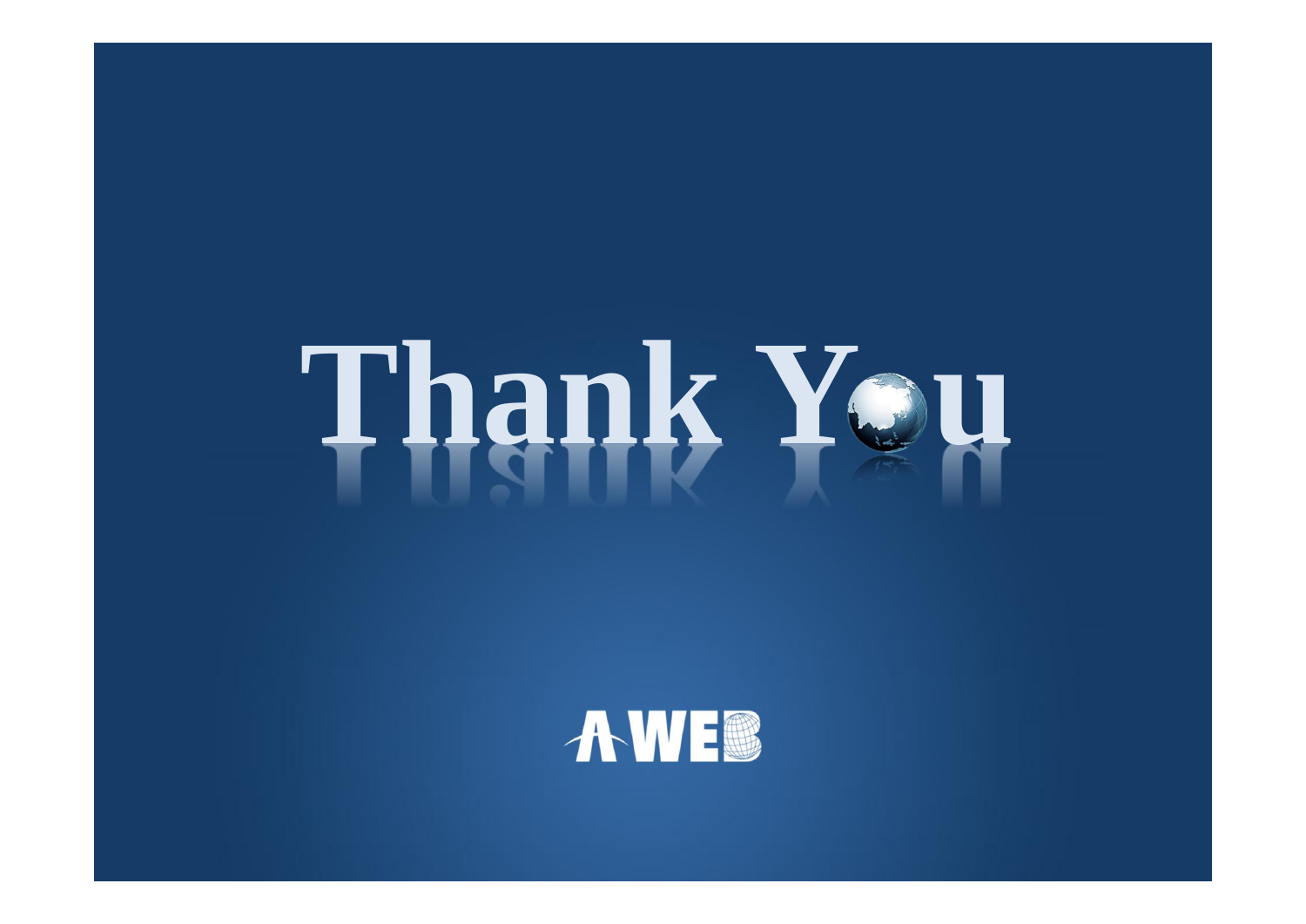# Thank You

A-WEB